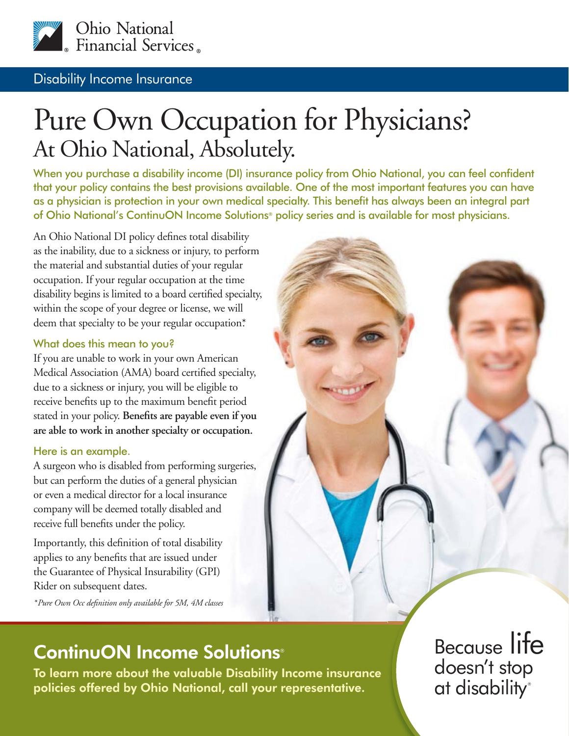Ohio National Financial Services®

Disability Income Insurance

# Pure Own Occupation for Physicians?
## At Ohio National, Absolutely.

When you purchase a disability income (DI) insurance policy from Ohio National, you can feel confident that your policy contains the best provisions available. One of the most important features you can have as a physician is protection in your own medical specialty. This benefit has always been an integral part of Ohio National's ContinuON Income Solutions® policy series and is available for most physicians.

An Ohio National DI policy defines total disability as the inability, due to a sickness or injury, to perform the material and substantial duties of your regular occupation. If your regular occupation at the time disability begins is limited to a board certified specialty, within the scope of your degree or license, we will deem that specialty to be your regular occupation.*

### What does this mean to you?

If you are unable to work in your own American Medical Association (AMA) board certified specialty, due to a sickness or injury, you will be eligible to receive benefits up to the maximum benefit period stated in your policy. **Benefits are payable even if you are able to work in another specialty or occupation.**

### Here is an example.

A surgeon who is disabled from performing surgeries, but can perform the duties of a general physician or even a medical director for a local insurance company will be deemed totally disabled and receive full benefits under the policy.

Importantly, this definition of total disability applies to any benefits that are issued under the Guarantee of Physical Insurability (GPI) Rider on subsequent dates.

*\*Pure Own Occ definition only available for 5M, 4M classes*

## ContinuON Income Solutions®

**To learn more about the valuable Disability Income insurance policies offered by Ohio National, call your representative.**

Because life doesn't stop at disability®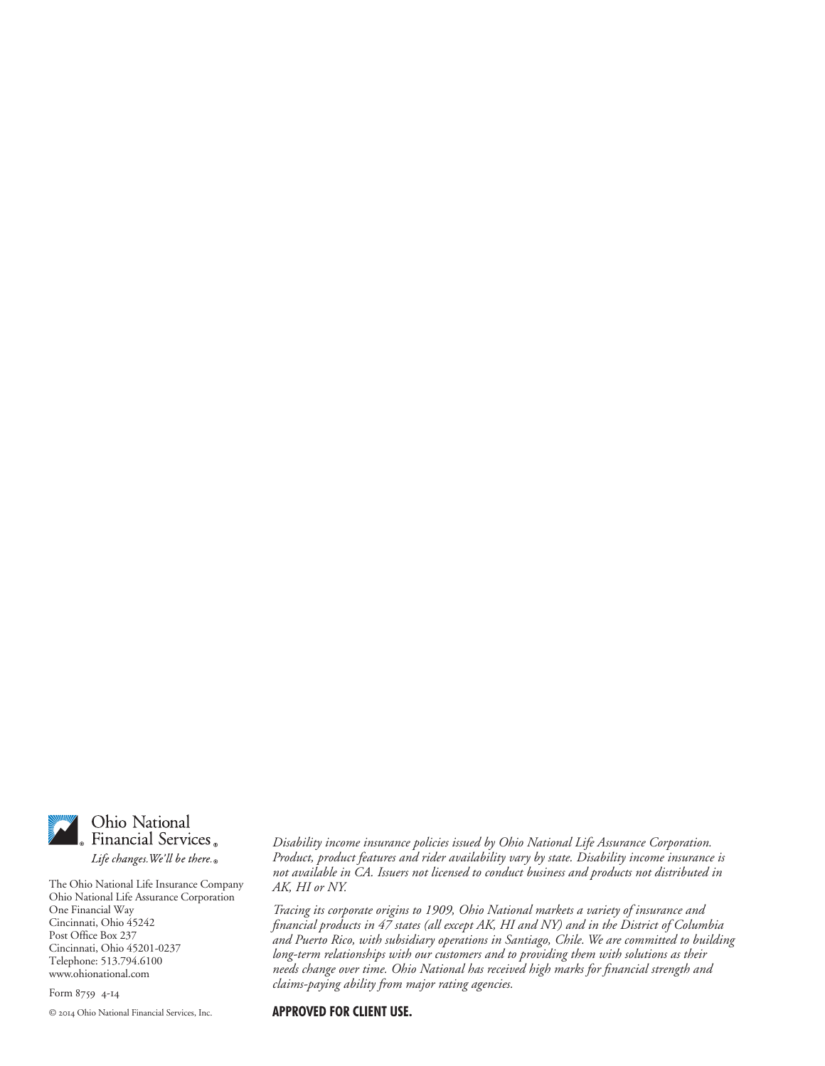Ohio National
Financial Services®

*Life changes. We'll be there.®*

The Ohio National Life Insurance Company
Ohio National Life Assurance Corporation
One Financial Way
Cincinnati, Ohio 45242
Post Office Box 237
Cincinnati, Ohio 45201-0237
Telephone: 513.794.6100
www.ohionational.com

Form 8759 4-14

© 2014 Ohio National Financial Services, Inc.

*Disability income insurance policies issued by Ohio National Life Assurance Corporation. Product, product features and rider availability vary by state. Disability income insurance is not available in CA. Issuers not licensed to conduct business and products not distributed in AK, HI or NY.*

*Tracing its corporate origins to 1909, Ohio National markets a variety of insurance and financial products in 47 states (all except AK, HI and NY) and in the District of Columbia and Puerto Rico, with subsidiary operations in Santiago, Chile. We are committed to building long-term relationships with our customers and to providing them with solutions as their needs change over time. Ohio National has received high marks for financial strength and claims-paying ability from major rating agencies.*

**APPROVED FOR CLIENT USE.**